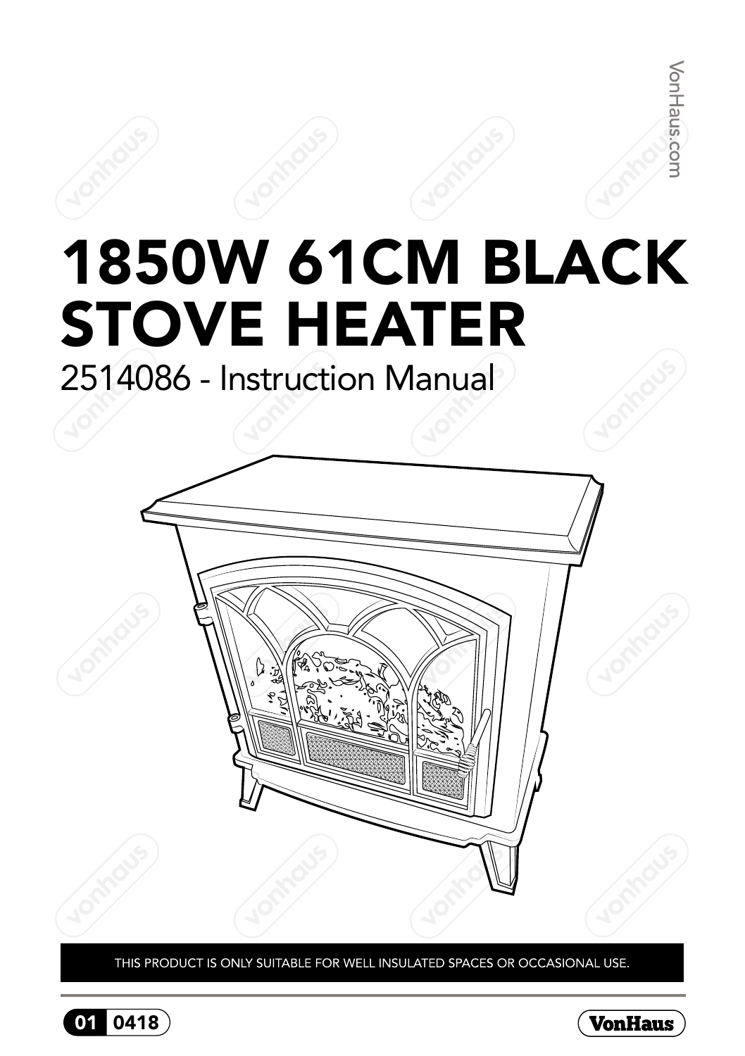VonHaus.com

# 1850W 61CM BLACK STOVE HEATER

2514086 - Instruction Manual

THIS PRODUCT IS ONLY SUITABLE FOR WELL INSULATED SPACES OR OCCASIONAL USE.

01 0418

VonHaus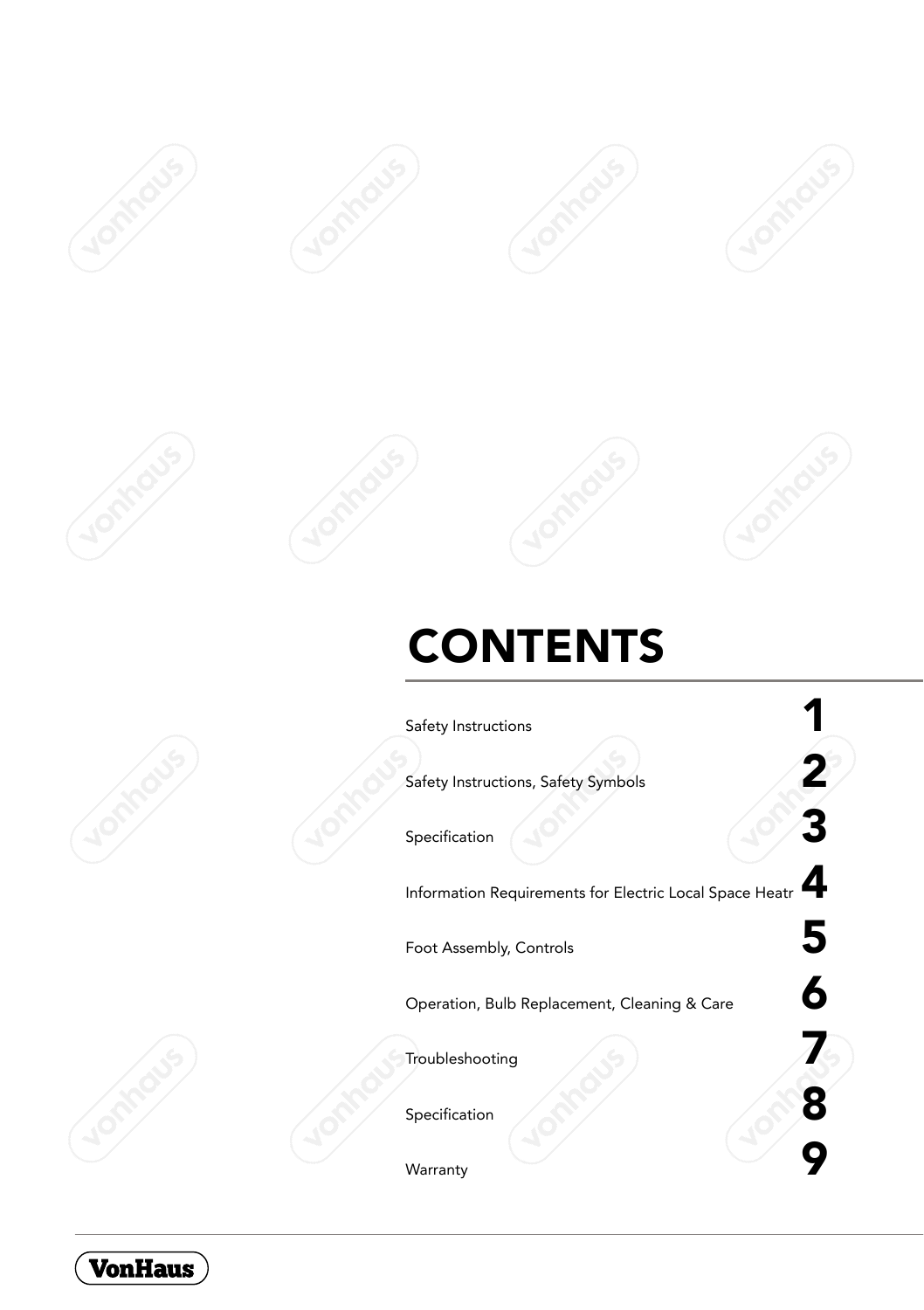# CONTENTS

| | |
|---|---|
| Safety Instructions | 1 |
| Safety Instructions, Safety Symbols | 2 |
| Specification | 3 |
| Information Requirements for Electric Local Space Heatr | 4 |
| Foot Assembly, Controls | 5 |
| Operation, Bulb Replacement, Cleaning & Care | 6 |
| Troubleshooting | 7 |
| Specification | 8 |
| Warranty | 9 |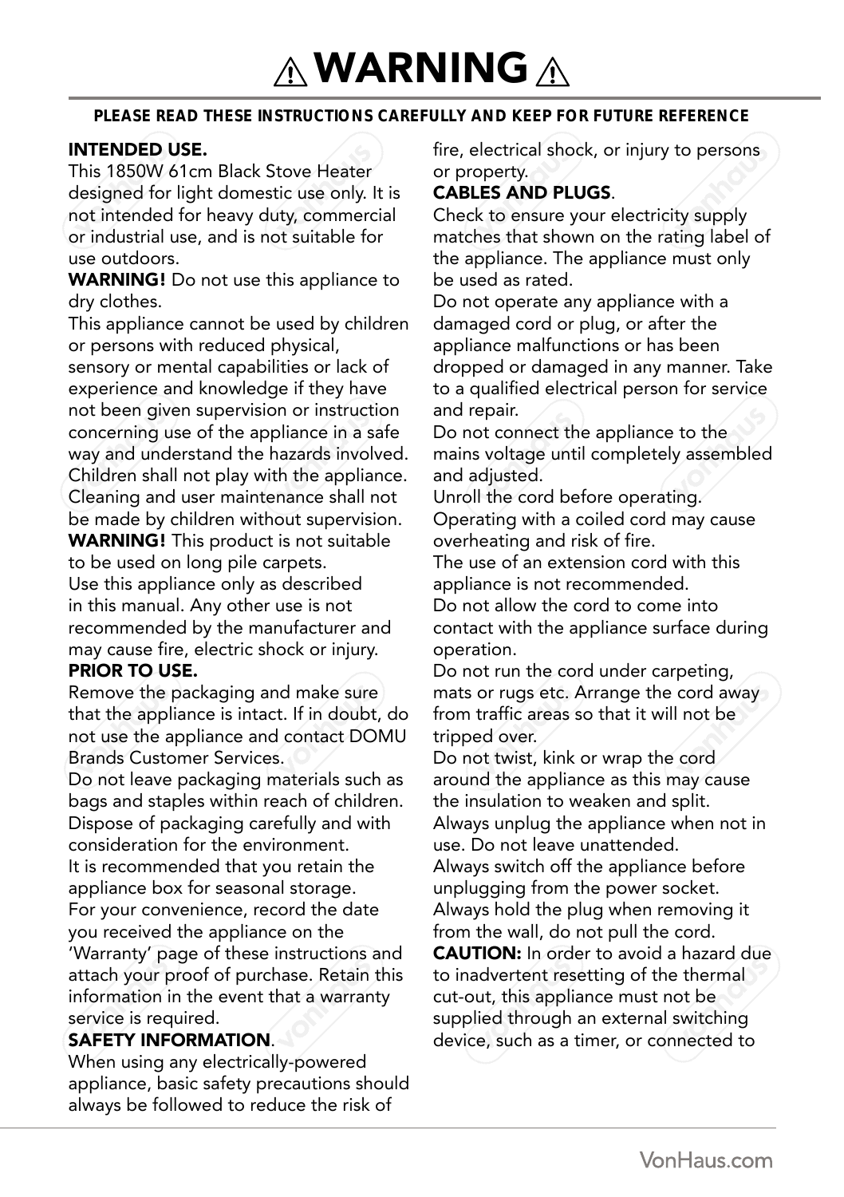# ⚠ WARNING ⚠

***PLEASE READ THESE INSTRUCTIONS CAREFULLY AND KEEP FOR FUTURE REFERENCE***

**INTENDED USE.**

This 1850W 61cm Black Stove Heater designed for light domestic use only. It is not intended for heavy duty, commercial or industrial use, and is not suitable for use outdoors.

**WARNING!** Do not use this appliance to dry clothes.

This appliance cannot be used by children or persons with reduced physical, sensory or mental capabilities or lack of experience and knowledge if they have not been given supervision or instruction concerning use of the appliance in a safe way and understand the hazards involved. Children shall not play with the appliance. Cleaning and user maintenance shall not be made by children without supervision.

**WARNING!** This product is not suitable to be used on long pile carpets.

Use this appliance only as described in this manual. Any other use is not recommended by the manufacturer and may cause fire, electric shock or injury.

**PRIOR TO USE.**

Remove the packaging and make sure that the appliance is intact. If in doubt, do not use the appliance and contact DOMU Brands Customer Services.

Do not leave packaging materials such as bags and staples within reach of children. Dispose of packaging carefully and with consideration for the environment.

It is recommended that you retain the appliance box for seasonal storage.

For your convenience, record the date you received the appliance on the 'Warranty' page of these instructions and attach your proof of purchase. Retain this information in the event that a warranty service is required.

**SAFETY INFORMATION.**

When using any electrically-powered appliance, basic safety precautions should always be followed to reduce the risk of fire, electrical shock, or injury to persons or property.

**CABLES AND PLUGS.**

Check to ensure your electricity supply matches that shown on the rating label of the appliance. The appliance must only be used as rated.

Do not operate any appliance with a damaged cord or plug, or after the appliance malfunctions or has been dropped or damaged in any manner. Take to a qualified electrical person for service and repair.

Do not connect the appliance to the mains voltage until completely assembled and adjusted.

Unroll the cord before operating. Operating with a coiled cord may cause overheating and risk of fire.

The use of an extension cord with this appliance is not recommended.

Do not allow the cord to come into contact with the appliance surface during operation.

Do not run the cord under carpeting, mats or rugs etc. Arrange the cord away from traffic areas so that it will not be tripped over.

Do not twist, kink or wrap the cord around the appliance as this may cause the insulation to weaken and split.

Always unplug the appliance when not in use. Do not leave unattended.

Always switch off the appliance before unplugging from the power socket.

Always hold the plug when removing it from the wall, do not pull the cord.

**CAUTION:** In order to avoid a hazard due to inadvertent resetting of the thermal cut-out, this appliance must not be supplied through an external switching device, such as a timer, or connected to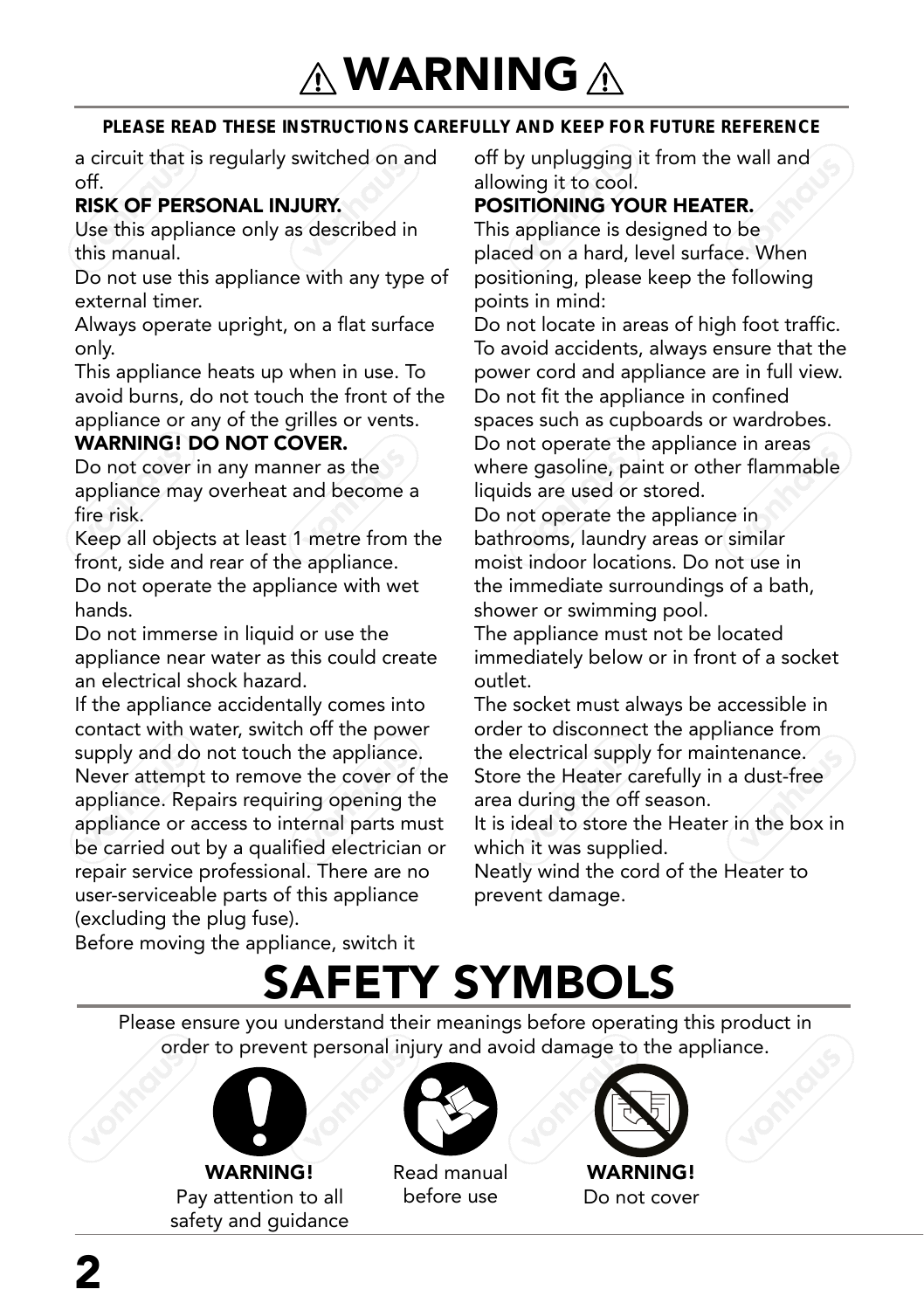# ⚠ WARNING ⚠

***PLEASE READ THESE INSTRUCTIONS CAREFULLY AND KEEP FOR FUTURE REFERENCE***

a circuit that is regularly switched on and off.

**RISK OF PERSONAL INJURY.**

Use this appliance only as described in this manual.

Do not use this appliance with any type of external timer.

Always operate upright, on a flat surface only.

This appliance heats up when in use. To avoid burns, do not touch the front of the appliance or any of the grilles or vents.

**WARNING! DO NOT COVER.**

Do not cover in any manner as the appliance may overheat and become a fire risk.

Keep all objects at least 1 metre from the front, side and rear of the appliance.

Do not operate the appliance with wet hands.

Do not immerse in liquid or use the appliance near water as this could create an electrical shock hazard.

If the appliance accidentally comes into contact with water, switch off the power supply and do not touch the appliance.

Never attempt to remove the cover of the appliance. Repairs requiring opening the appliance or access to internal parts must be carried out by a qualified electrician or repair service professional. There are no user-serviceable parts of this appliance (excluding the plug fuse).

Before moving the appliance, switch it off by unplugging it from the wall and allowing it to cool.

**POSITIONING YOUR HEATER.**

This appliance is designed to be placed on a hard, level surface. When positioning, please keep the following points in mind:

Do not locate in areas of high foot traffic. To avoid accidents, always ensure that the power cord and appliance are in full view.

Do not fit the appliance in confined spaces such as cupboards or wardrobes.

Do not operate the appliance in areas where gasoline, paint or other flammable liquids are used or stored.

Do not operate the appliance in bathrooms, laundry areas or similar moist indoor locations. Do not use in the immediate surroundings of a bath, shower or swimming pool.

The appliance must not be located immediately below or in front of a socket outlet.

The socket must always be accessible in order to disconnect the appliance from the electrical supply for maintenance.

Store the Heater carefully in a dust-free area during the off season.

It is ideal to store the Heater in the box in which it was supplied.

Neatly wind the cord of the Heater to prevent damage.

# SAFETY SYMBOLS

Please ensure you understand their meanings before operating this product in order to prevent personal injury and avoid damage to the appliance.

**WARNING!**
Pay attention to all safety and guidance

Read manual before use

**WARNING!**
Do not cover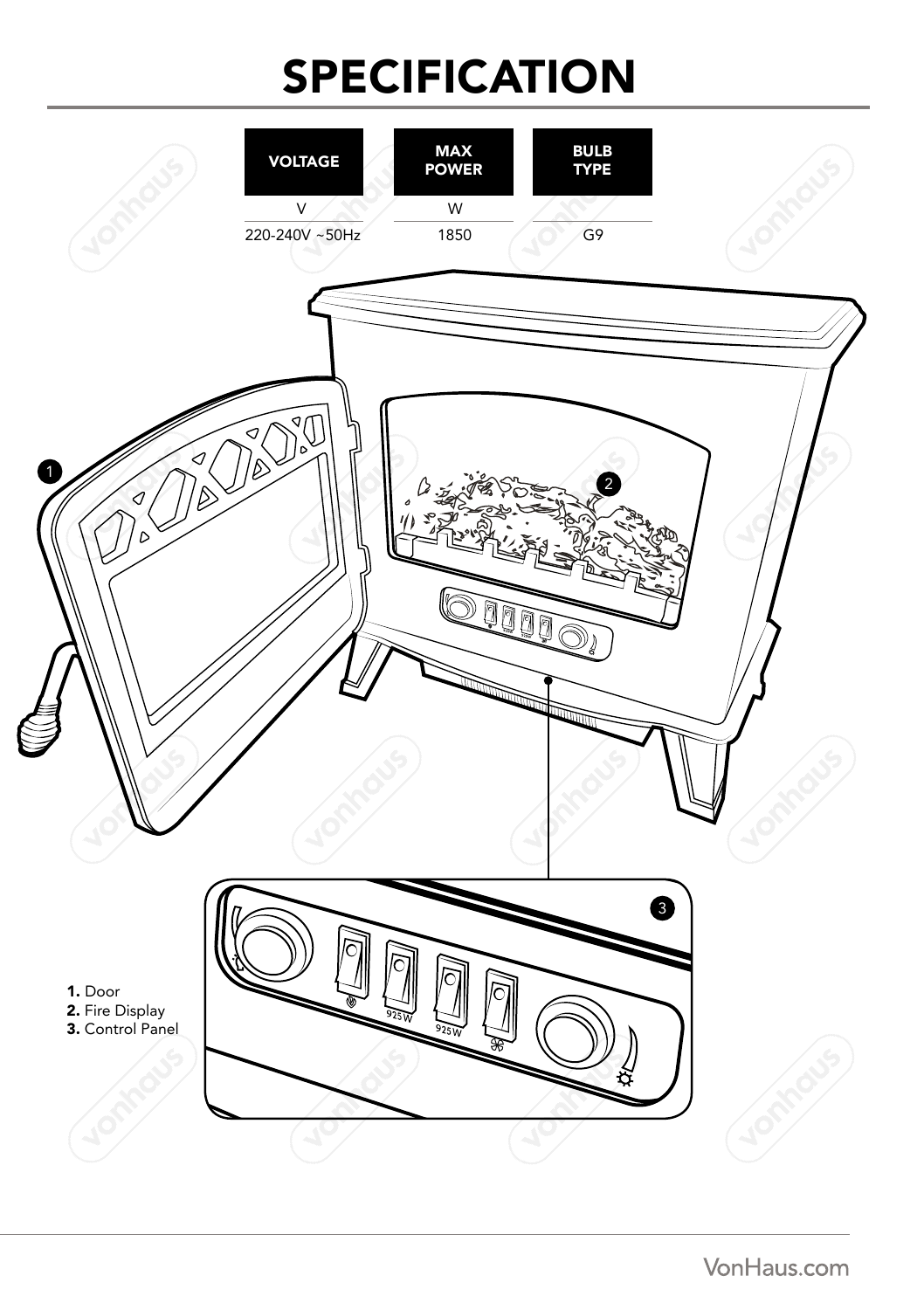# SPECIFICATION

| VOLTAGE | MAX POWER | BULB TYPE |
|---|---|---|
| V | W | |
| 220-240V ~50Hz | 1850 | G9 |

1. Door
2. Fire Display
3. Control Panel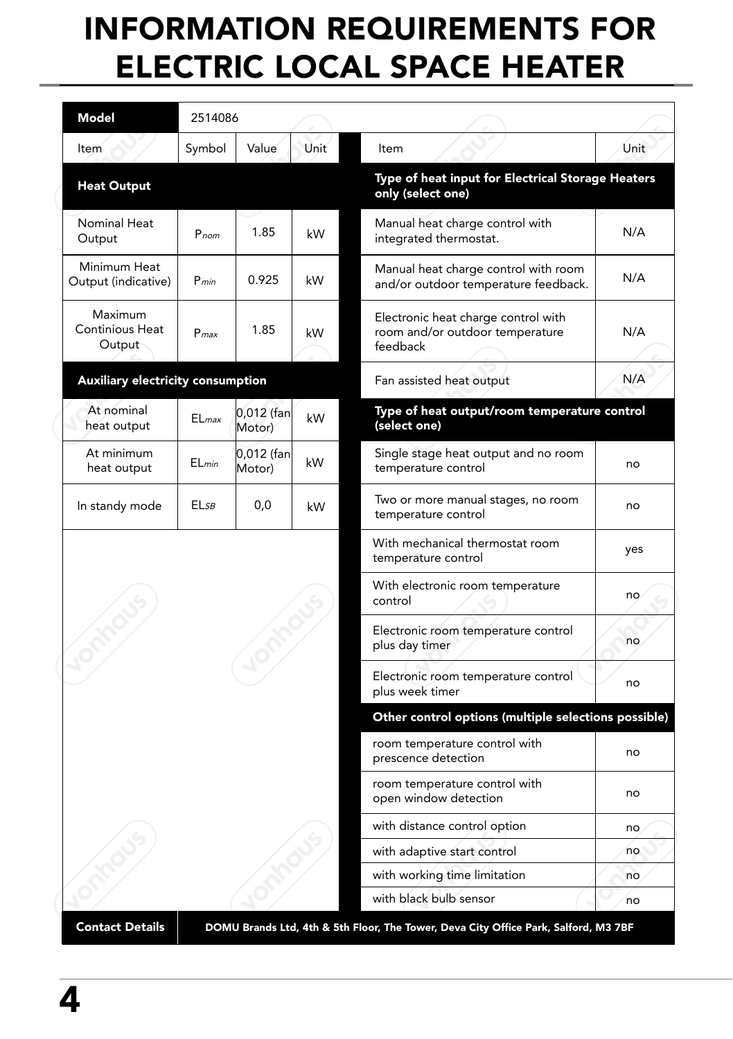# INFORMATION REQUIREMENTS FOR ELECTRIC LOCAL SPACE HEATER

| Model | 2514086 | | | | |
|---|---|---|---|---|---|
| Item | Symbol | Value | Unit | Item | Unit |
| **Heat Output** | | | | **Type of heat input for Electrical Storage Heaters only (select one)** | |
| Nominal Heat Output | $P_{nom}$ | 1.85 | kW | Manual heat charge control with integrated thermostat. | N/A |
| Minimum Heat Output (indicative) | $P_{min}$ | 0.925 | kW | Manual heat charge control with room and/or outdoor temperature feedback. | N/A |
| Maximum Continious Heat Output | $P_{max}$ | 1.85 | kW | Electronic heat charge control with room and/or outdoor temperature feedback | N/A |
| **Auxiliary electricity consumption** | | | | Fan assisted heat output | N/A |
| At nominal heat output | $EL_{max}$ | 0,012 (fan Motor) | kW | **Type of heat output/room temperature control (select one)** | |
| At minimum heat output | $EL_{min}$ | 0,012 (fan Motor) | kW | Single stage heat output and no room temperature control | no |
| In standy mode | $EL_{SB}$ | 0,0 | kW | Two or more manual stages, no room temperature control | no |
| | | | | With mechanical thermostat room temperature control | yes |
| | | | | With electronic room temperature control | no |
| | | | | Electronic room temperature control plus day timer | no |
| | | | | Electronic room temperature control plus week timer | no |
| | | | | **Other control options (multiple selections possible)** | |
| | | | | room temperature control with prescence detection | no |
| | | | | room temperature control with open window detection | no |
| | | | | with distance control option | no |
| | | | | with adaptive start control | no |
| | | | | with working time limitation | no |
| | | | | with black bulb sensor | no |
| **Contact Details** | DOMU Brands Ltd, 4th & 5th Floor, The Tower, Deva City Office Park, Salford, M3 7BF | | | | |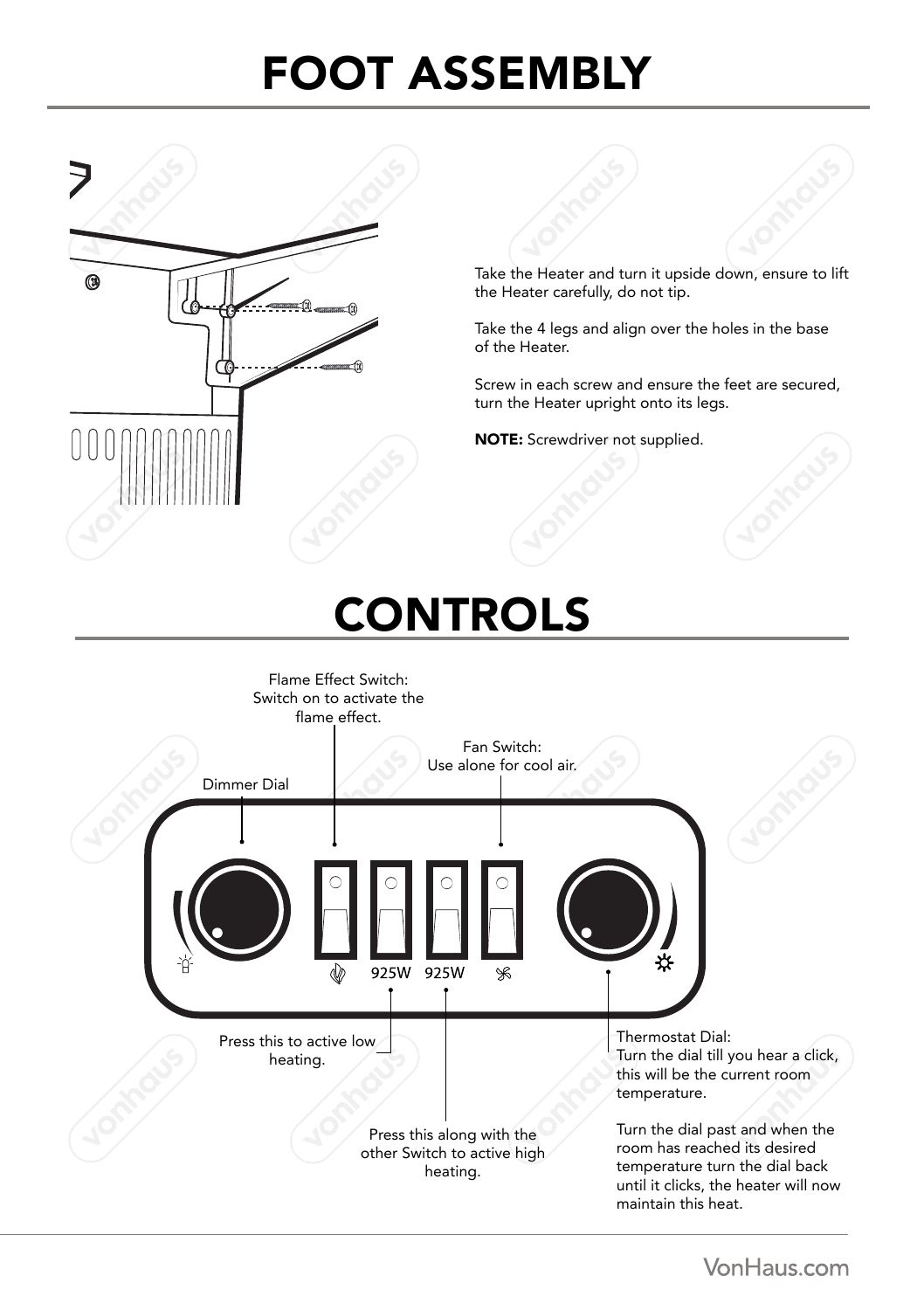# FOOT ASSEMBLY

Take the Heater and turn it upside down, ensure to lift the Heater carefully, do not tip.

Take the 4 legs and align over the holes in the base of the Heater.

Screw in each screw and ensure the feet are secured, turn the Heater upright onto its legs.

**NOTE:** Screwdriver not supplied.

# CONTROLS

Flame Effect Switch:
Switch on to activate the flame effect.

Fan Switch:
Use alone for cool air.

Dimmer Dial

925W 925W

Press this to active low heating.

Press this along with the other Switch to active high heating.

Thermostat Dial:
Turn the dial till you hear a click, this will be the current room temperature.

Turn the dial past and when the room has reached its desired temperature turn the dial back until it clicks, the heater will now maintain this heat.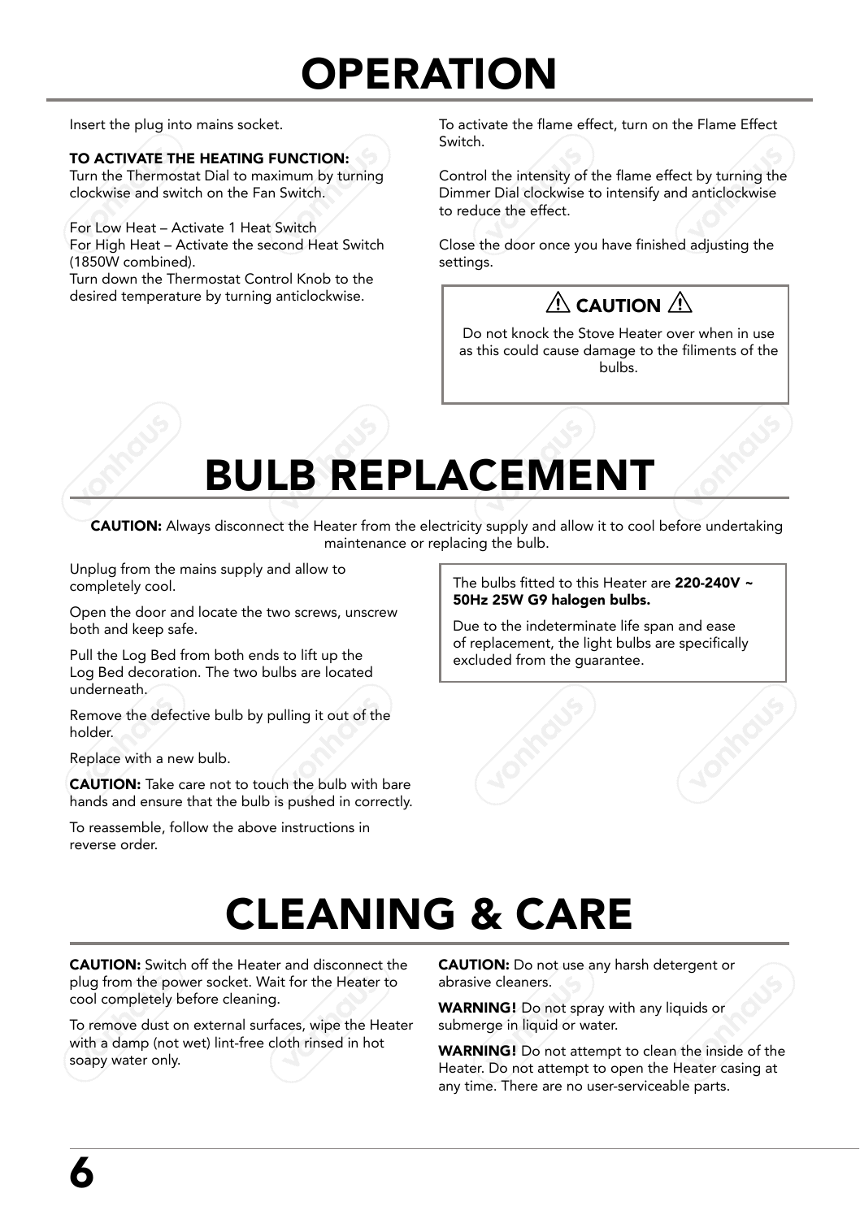# OPERATION

Insert the plug into mains socket.

**TO ACTIVATE THE HEATING FUNCTION:**
Turn the Thermostat Dial to maximum by turning clockwise and switch on the Fan Switch.

For Low Heat – Activate 1 Heat Switch
For High Heat – Activate the second Heat Switch (1850W combined).
Turn down the Thermostat Control Knob to the desired temperature by turning anticlockwise.

To activate the flame effect, turn on the Flame Effect Switch.

Control the intensity of the flame effect by turning the Dimmer Dial clockwise to intensify and anticlockwise to reduce the effect.

Close the door once you have finished adjusting the settings.

> ⚠ **CAUTION** ⚠
>
> Do not knock the Stove Heater over when in use as this could cause damage to the filiments of the bulbs.

# BULB REPLACEMENT

**CAUTION:** Always disconnect the Heater from the electricity supply and allow it to cool before undertaking maintenance or replacing the bulb.

Unplug from the mains supply and allow to completely cool.

Open the door and locate the two screws, unscrew both and keep safe.

Pull the Log Bed from both ends to lift up the Log Bed decoration. The two bulbs are located underneath.

Remove the defective bulb by pulling it out of the holder.

Replace with a new bulb.

**CAUTION:** Take care not to touch the bulb with bare hands and ensure that the bulb is pushed in correctly.

To reassemble, follow the above instructions in reverse order.

> The bulbs fitted to this Heater are **220-240V ~ 50Hz 25W G9 halogen bulbs.**
>
> Due to the indeterminate life span and ease of replacement, the light bulbs are specifically excluded from the guarantee.

# CLEANING & CARE

**CAUTION:** Switch off the Heater and disconnect the plug from the power socket. Wait for the Heater to cool completely before cleaning.

To remove dust on external surfaces, wipe the Heater with a damp (not wet) lint-free cloth rinsed in hot soapy water only.

**CAUTION:** Do not use any harsh detergent or abrasive cleaners.

**WARNING!** Do not spray with any liquids or submerge in liquid or water.

**WARNING!** Do not attempt to clean the inside of the Heater. Do not attempt to open the Heater casing at any time. There are no user-serviceable parts.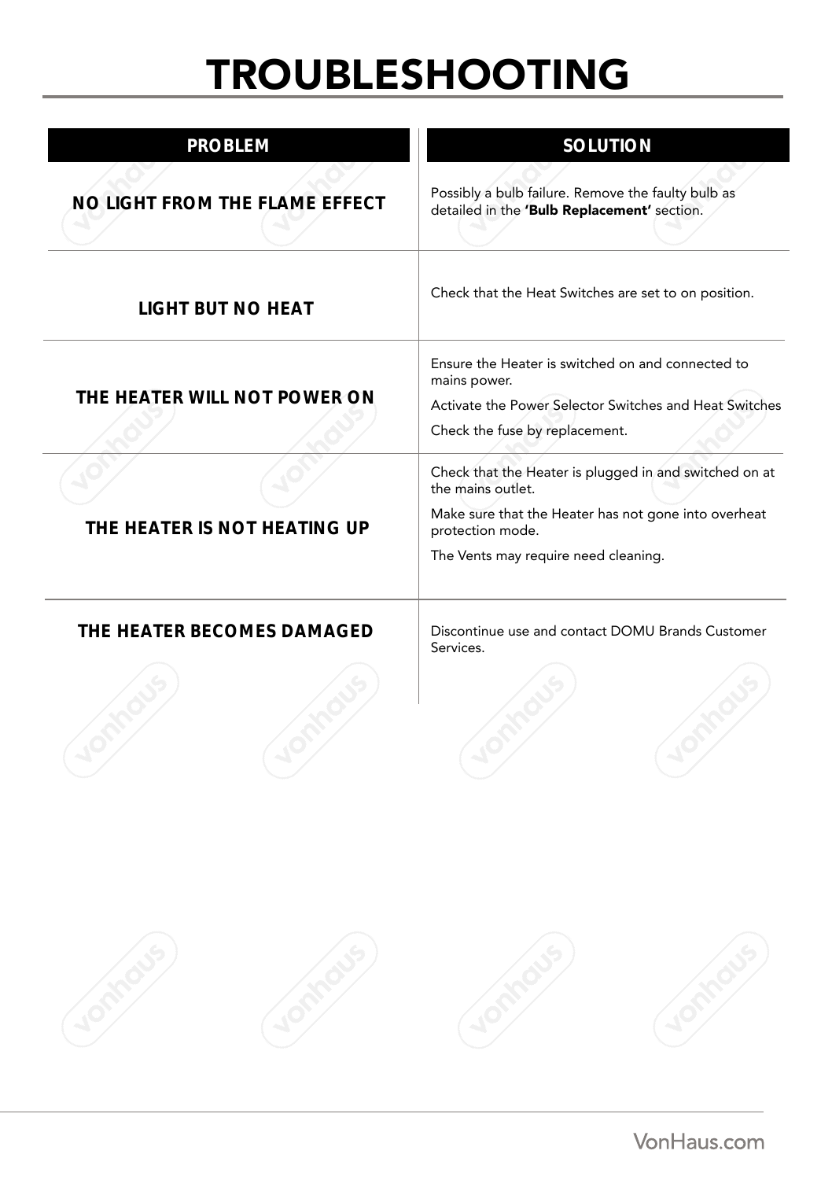# TROUBLESHOOTING

| PROBLEM | SOLUTION |
|---|---|
| **NO LIGHT FROM THE FLAME EFFECT** | Possibly a bulb failure. Remove the faulty bulb as detailed in the **'Bulb Replacement'** section. |
| **LIGHT BUT NO HEAT** | Check that the Heat Switches are set to on position. |
| **THE HEATER WILL NOT POWER ON** | Ensure the Heater is switched on and connected to mains power.<br>Activate the Power Selector Switches and Heat Switches<br>Check the fuse by replacement. |
| **THE HEATER IS NOT HEATING UP** | Check that the Heater is plugged in and switched on at the mains outlet.<br>Make sure that the Heater has not gone into overheat protection mode.<br>The Vents may require need cleaning. |
| **THE HEATER BECOMES DAMAGED** | Discontinue use and contact DOMU Brands Customer Services. |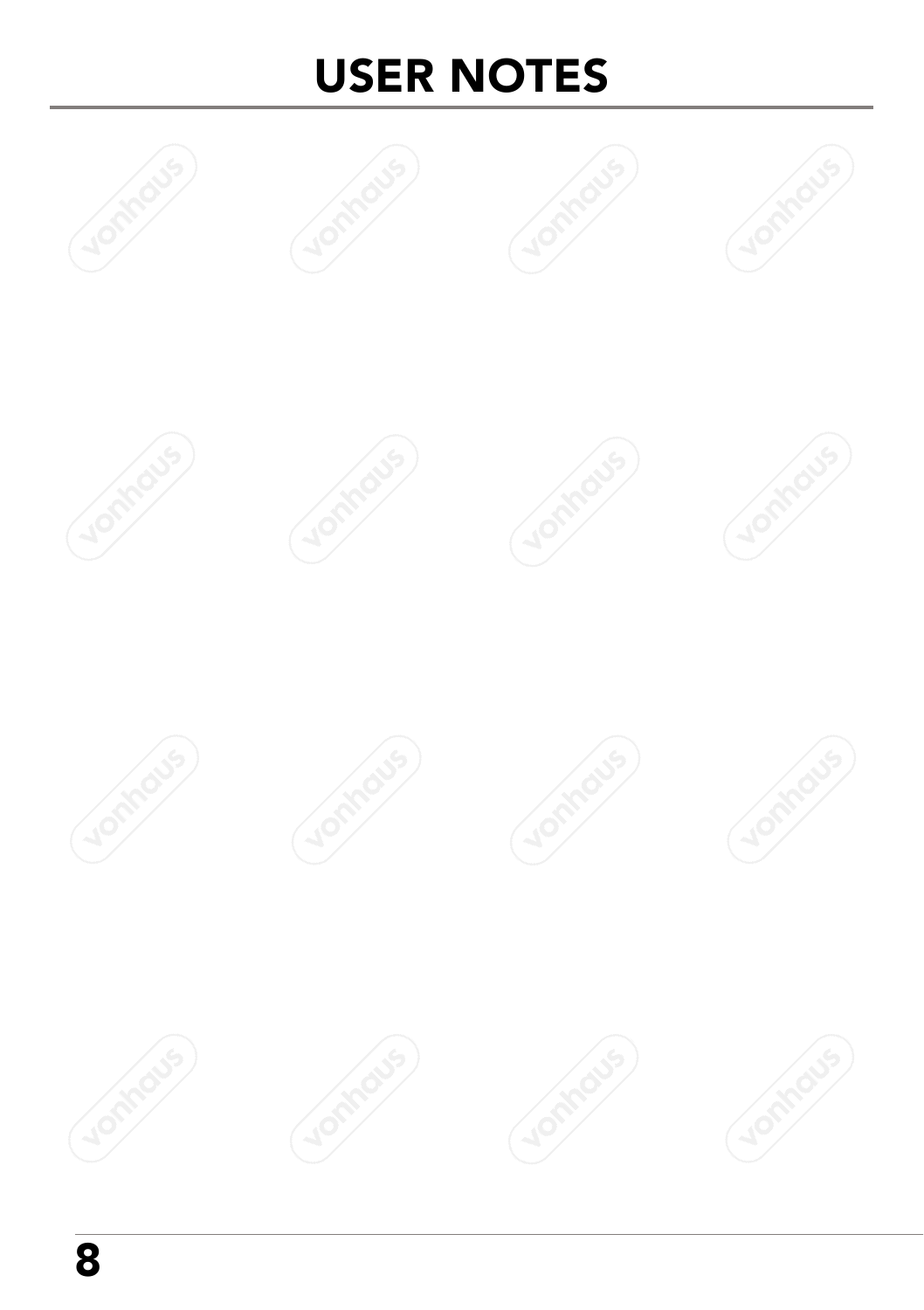# USER NOTES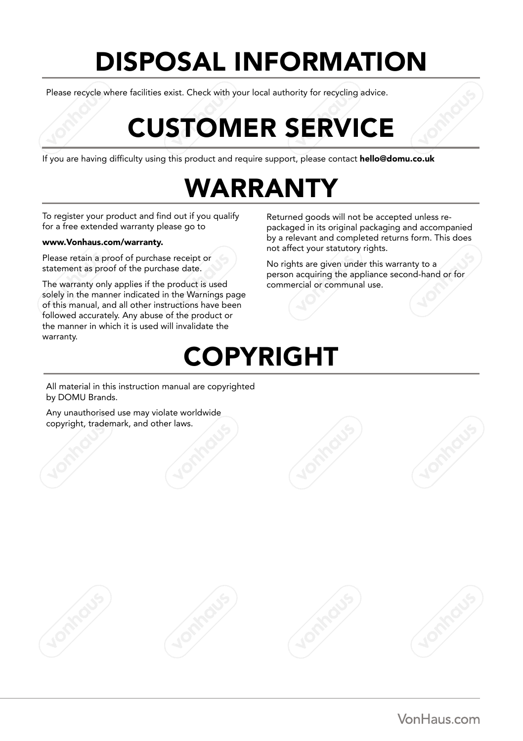# DISPOSAL INFORMATION

Please recycle where facilities exist. Check with your local authority for recycling advice.

# CUSTOMER SERVICE

If you are having difficulty using this product and require support, please contact **hello@domu.co.uk**

# WARRANTY

To register your product and find out if you qualify for a free extended warranty please go to

**www.Vonhaus.com/warranty.**

Please retain a proof of purchase receipt or statement as proof of the purchase date.

The warranty only applies if the product is used solely in the manner indicated in the Warnings page of this manual, and all other instructions have been followed accurately. Any abuse of the product or the manner in which it is used will invalidate the warranty.

Returned goods will not be accepted unless re-packaged in its original packaging and accompanied by a relevant and completed returns form. This does not affect your statutory rights.

No rights are given under this warranty to a person acquiring the appliance second-hand or for commercial or communal use.

# COPYRIGHT

All material in this instruction manual are copyrighted by DOMU Brands.

Any unauthorised use may violate worldwide copyright, trademark, and other laws.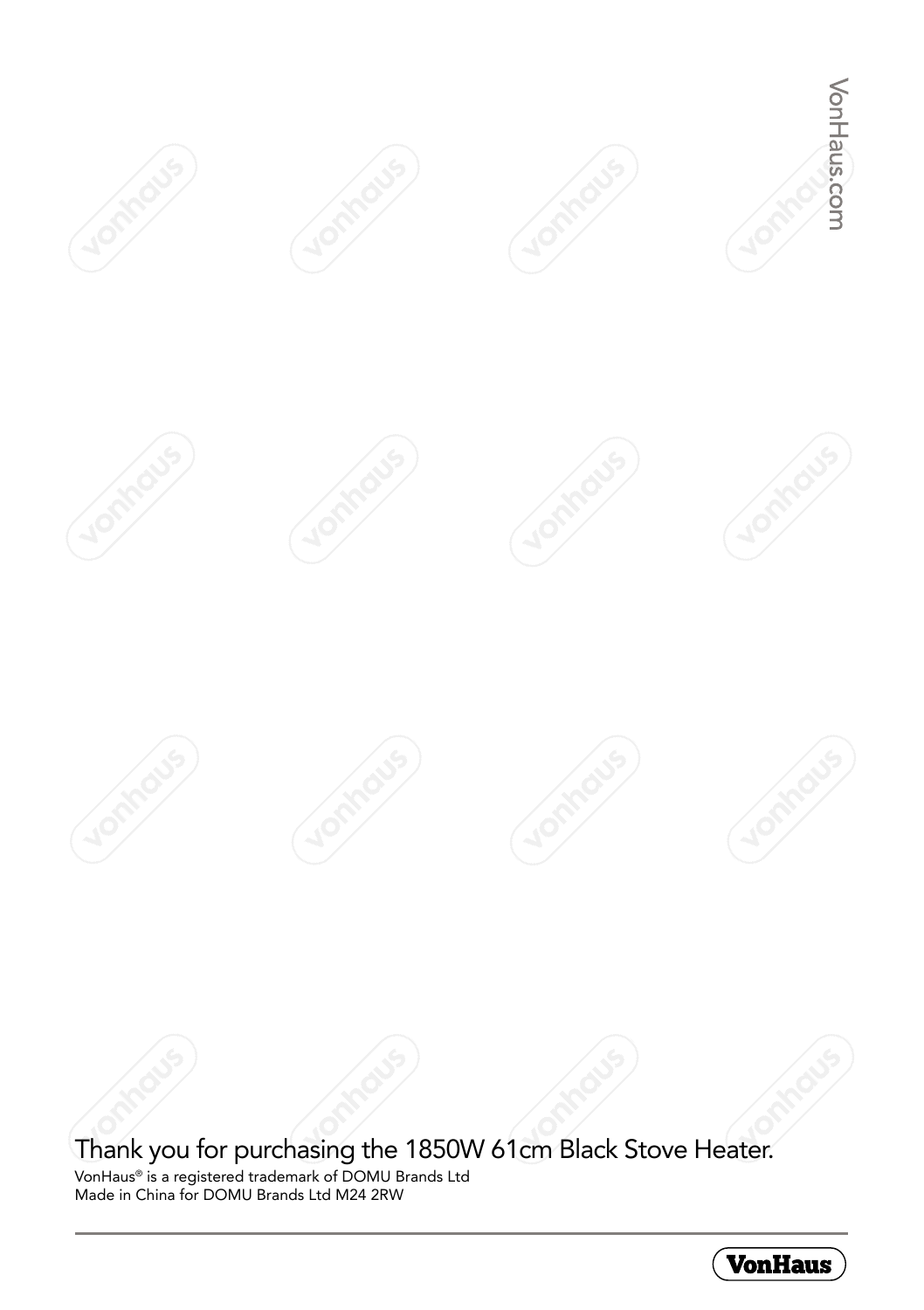VonHaus.com

Thank you for purchasing the 1850W 61cm Black Stove Heater.

VonHaus® is a registered trademark of DOMU Brands Ltd
Made in China for DOMU Brands Ltd M24 2RW

VonHaus